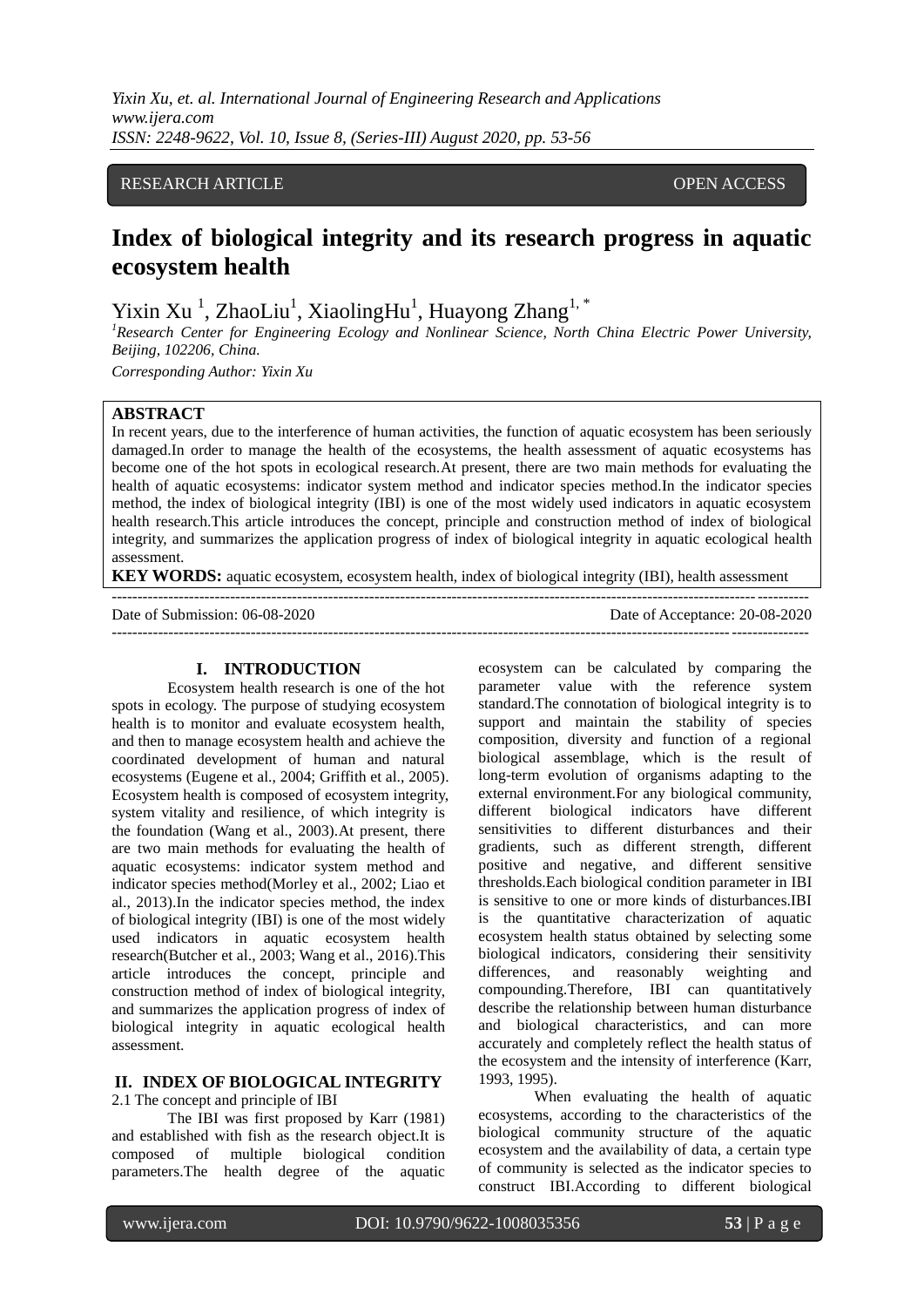RESEARCH ARTICLE OPEN ACCESS

# Index of biological integrity and its research progress in aquatic ecosystem health

Yixin Xu [1], ZhaoLiu[1], XiaolingHu[1], Huayong Zhang[1, *]

[1]*Research Center for Engineering Ecology and Nonlinear Science, North China Electric Power University, Beijing, 102206, China.*

*Corresponding Author: Yixin Xu*

**ABSTRACT**

In recent years, due to the interference of human activities, the function of aquatic ecosystem has been seriously damaged.In order to manage the health of the ecosystems, the health assessment of aquatic ecosystems has become one of the hot spots in ecological research.At present, there are two main methods for evaluating the health of aquatic ecosystems: indicator system method and indicator species method.In the indicator species method, the index of biological integrity (IBI) is one of the most widely used indicators in aquatic ecosystem health research.This article introduces the concept, principle and construction method of index of biological integrity, and summarizes the application progress of index of biological integrity in aquatic ecological health assessment.

**KEY WORDS:** aquatic ecosystem, ecosystem health, index of biological integrity (IBI), health assessment

Date of Submission: 06-08-2020 Date of Acceptance: 20-08-2020

## I. INTRODUCTION

Ecosystem health research is one of the hot spots in ecology. The purpose of studying ecosystem health is to monitor and evaluate ecosystem health, and then to manage ecosystem health and achieve the coordinated development of human and natural ecosystems (Eugene et al., 2004; Griffith et al., 2005). Ecosystem health is composed of ecosystem integrity, system vitality and resilience, of which integrity is the foundation (Wang et al., 2003).At present, there are two main methods for evaluating the health of aquatic ecosystems: indicator system method and indicator species method(Morley et al., 2002; Liao et al., 2013).In the indicator species method, the index of biological integrity (IBI) is one of the most widely used indicators in aquatic ecosystem health research(Butcher et al., 2003; Wang et al., 2016).This article introduces the concept, principle and construction method of index of biological integrity, and summarizes the application progress of index of biological integrity in aquatic ecological health assessment.

## II. INDEX OF BIOLOGICAL INTEGRITY

### 2.1 The concept and principle of IBI

The IBI was first proposed by Karr (1981) and established with fish as the research object.It is composed of multiple biological condition parameters.The health degree of the aquatic ecosystem can be calculated by comparing the parameter value with the reference system standard.The connotation of biological integrity is to support and maintain the stability of species composition, diversity and function of a regional biological assemblage, which is the result of long-term evolution of organisms adapting to the external environment.For any biological community, different biological indicators have different sensitivities to different disturbances and their gradients, such as different strength, different positive and negative, and different sensitive thresholds.Each biological condition parameter in IBI is sensitive to one or more kinds of disturbances.IBI is the quantitative characterization of aquatic ecosystem health status obtained by selecting some biological indicators, considering their sensitivity differences, and reasonably weighting and compounding.Therefore, IBI can quantitatively describe the relationship between human disturbance and biological characteristics, and can more accurately and completely reflect the health status of the ecosystem and the intensity of interference (Karr, 1993, 1995).

When evaluating the health of aquatic ecosystems, according to the characteristics of the biological community structure of the aquatic ecosystem and the availability of data, a certain type of community is selected as the indicator species to construct IBI.According to different biological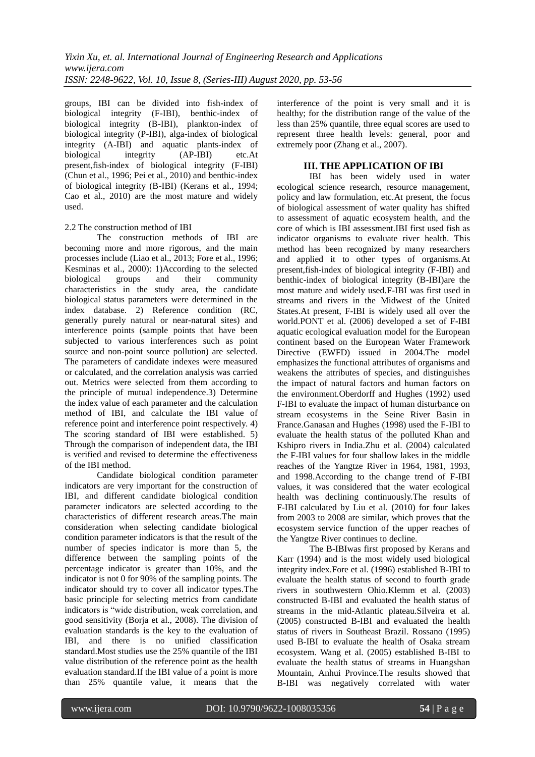groups, IBI can be divided into fish-index of biological integrity (F-IBI), benthic-index of biological integrity (B-IBI), plankton-index of biological integrity (P-IBI), alga-index of biological integrity (A-IBI) and aquatic plants-index of biological integrity (AP-IBI) etc.At present,fish-index of biological integrity (F-IBI) (Chun et al., 1996; Pei et al., 2010) and benthic-index of biological integrity (B-IBI) (Kerans et al., 1994; Cao et al., 2010) are the most mature and widely used.

2.2 The construction method of IBI

The construction methods of IBI are becoming more and more rigorous, and the main processes include (Liao et al., 2013; Fore et al., 1996; Kesminas et al., 2000): 1)According to the selected biological groups and their community characteristics in the study area, the candidate biological status parameters were determined in the index database. 2) Reference condition (RC, generally purely natural or near-natural sites) and interference points (sample points that have been subjected to various interferences such as point source and non-point source pollution) are selected. The parameters of candidate indexes were measured or calculated, and the correlation analysis was carried out. Metrics were selected from them according to the principle of mutual independence.3) Determine the index value of each parameter and the calculation method of IBI, and calculate the IBI value of reference point and interference point respectively. 4) The scoring standard of IBI were established. 5) Through the comparison of independent data, the IBI is verified and revised to determine the effectiveness of the IBI method.

Candidate biological condition parameter indicators are very important for the construction of IBI, and different candidate biological condition parameter indicators are selected according to the characteristics of different research areas.The main consideration when selecting candidate biological condition parameter indicators is that the result of the number of species indicator is more than 5, the difference between the sampling points of the percentage indicator is greater than 10%, and the indicator is not 0 for 90% of the sampling points. The indicator should try to cover all indicator types.The basic principle for selecting metrics from candidate indicators is "wide distribution, weak correlation, and good sensitivity (Borja et al., 2008). The division of evaluation standards is the key to the evaluation of IBI, and there is no unified classification standard.Most studies use the 25% quantile of the IBI value distribution of the reference point as the health evaluation standard.If the IBI value of a point is more than 25% quantile value, it means that the interference of the point is very small and it is healthy; for the distribution range of the value of the less than 25% quantile, three equal scores are used to represent three health levels: general, poor and extremely poor (Zhang et al., 2007).

## III. THE APPLICATION OF IBI

IBI has been widely used in water ecological science research, resource management, policy and law formulation, etc.At present, the focus of biological assessment of water quality has shifted to assessment of aquatic ecosystem health, and the core of which is IBI assessment.IBI first used fish as indicator organisms to evaluate river health. This method has been recognized by many researchers and applied it to other types of organisms.At present,fish-index of biological integrity (F-IBI) and benthic-index of biological integrity (B-IBI)are the most mature and widely used.F-IBI was first used in streams and rivers in the Midwest of the United States.At present, F-IBI is widely used all over the world.PONT et al. (2006) developed a set of F-IBI aquatic ecological evaluation model for the European continent based on the European Water Framework Directive (EWFD) issued in 2004.The model emphasizes the functional attributes of organisms and weakens the attributes of species, and distinguishes the impact of natural factors and human factors on the environment.Oberdorff and Hughes (1992) used F-IBI to evaluate the impact of human disturbance on stream ecosystems in the Seine River Basin in France.Ganasan and Hughes (1998) used the F-IBI to evaluate the health status of the polluted Khan and Kshipro rivers in India.Zhu et al. (2004) calculated the F-IBI values for four shallow lakes in the middle reaches of the Yangtze River in 1964, 1981, 1993, and 1998.According to the change trend of F-IBI values, it was considered that the water ecological health was declining continuously.The results of F-IBI calculated by Liu et al. (2010) for four lakes from 2003 to 2008 are similar, which proves that the ecosystem service function of the upper reaches of the Yangtze River continues to decline.

The B-IBIwas first proposed by Kerans and Karr (1994) and is the most widely used biological integrity index.Fore et al. (1996) established B-IBI to evaluate the health status of second to fourth grade rivers in southwestern Ohio.Klemm et al. (2003) constructed B-IBI and evaluated the health status of streams in the mid-Atlantic plateau.Silveira et al. (2005) constructed B-IBI and evaluated the health status of rivers in Southeast Brazil. Rossano (1995) used B-IBI to evaluate the health of Osaka stream ecosystem. Wang et al. (2005) established B-IBI to evaluate the health status of streams in Huangshan Mountain, Anhui Province.The results showed that B-IBI was negatively correlated with water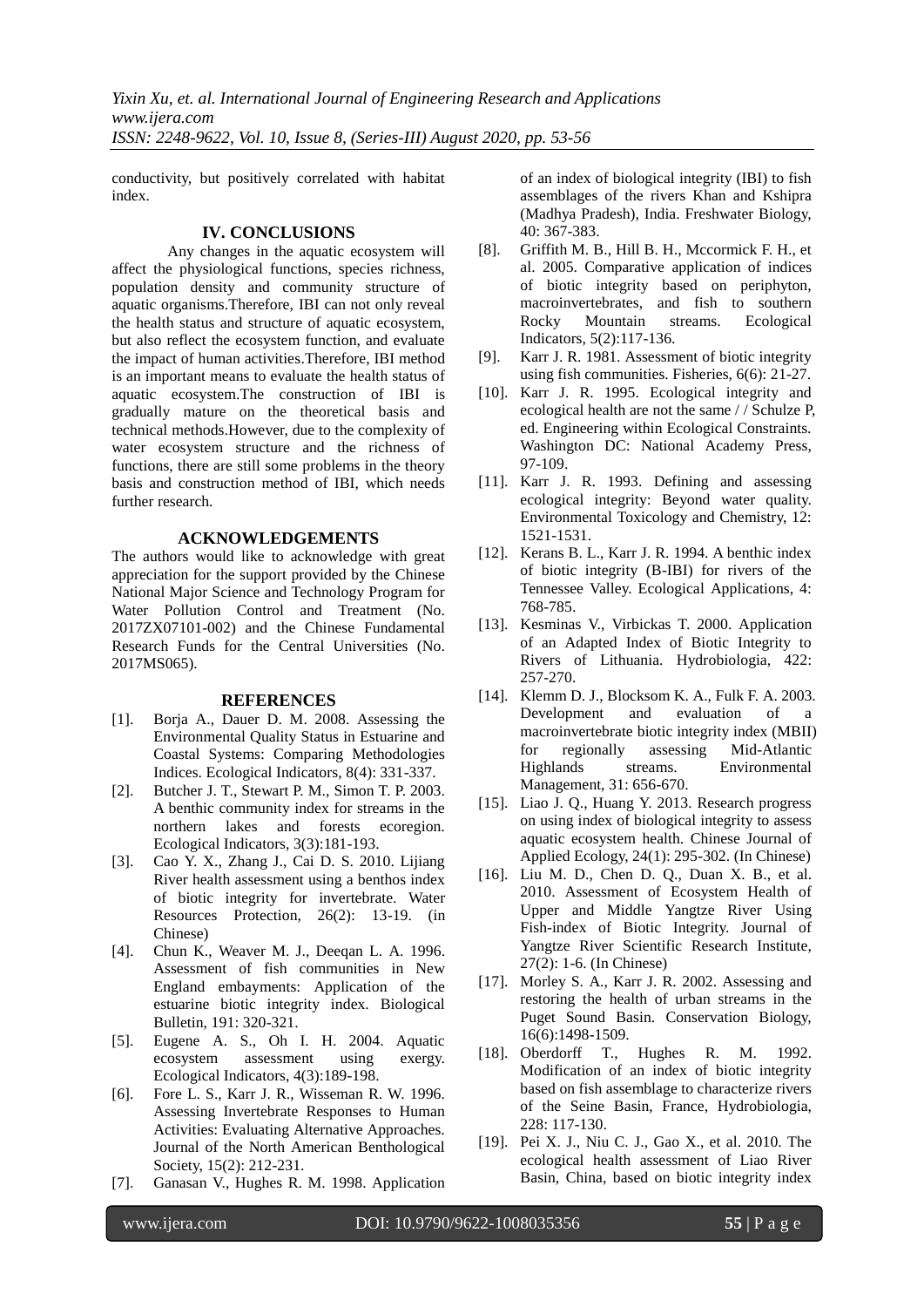conductivity, but positively correlated with habitat index.

## IV. CONCLUSIONS

Any changes in the aquatic ecosystem will affect the physiological functions, species richness, population density and community structure of aquatic organisms.Therefore, IBI can not only reveal the health status and structure of aquatic ecosystem, but also reflect the ecosystem function, and evaluate the impact of human activities.Therefore, IBI method is an important means to evaluate the health status of aquatic ecosystem.The construction of IBI is gradually mature on the theoretical basis and technical methods.However, due to the complexity of water ecosystem structure and the richness of functions, there are still some problems in the theory basis and construction method of IBI, which needs further research.

## ACKNOWLEDGEMENTS

The authors would like to acknowledge with great appreciation for the support provided by the Chinese National Major Science and Technology Program for Water Pollution Control and Treatment (No. 2017ZX07101-002) and the Chinese Fundamental Research Funds for the Central Universities (No. 2017MS065).

## REFERENCES

[1]. Borja A., Dauer D. M. 2008. Assessing the Environmental Quality Status in Estuarine and Coastal Systems: Comparing Methodologies Indices. Ecological Indicators, 8(4): 331-337.

[2]. Butcher J. T., Stewart P. M., Simon T. P. 2003. A benthic community index for streams in the northern lakes and forests ecoregion. Ecological Indicators, 3(3):181-193.

[3]. Cao Y. X., Zhang J., Cai D. S. 2010. Lijiang River health assessment using a benthos index of biotic integrity for invertebrate. Water Resources Protection, 26(2): 13-19. (in Chinese)

[4]. Chun K., Weaver M. J., Deeqan L. A. 1996. Assessment of fish communities in New England embayments: Application of the estuarine biotic integrity index. Biological Bulletin, 191: 320-321.

[5]. Eugene A. S., Oh I. H. 2004. Aquatic ecosystem assessment using exergy. Ecological Indicators, 4(3):189-198.

[6]. Fore L. S., Karr J. R., Wisseman R. W. 1996. Assessing Invertebrate Responses to Human Activities: Evaluating Alternative Approaches. Journal of the North American Benthological Society, 15(2): 212-231.

[7]. Ganasan V., Hughes R. M. 1998. Application of an index of biological integrity (IBI) to fish assemblages of the rivers Khan and Kshipra (Madhya Pradesh), India. Freshwater Biology, 40: 367-383.

[8]. Griffith M. B., Hill B. H., Mccormick F. H., et al. 2005. Comparative application of indices of biotic integrity based on periphyton, macroinvertebrates, and fish to southern Rocky Mountain streams. Ecological Indicators, 5(2):117-136.

[9]. Karr J. R. 1981. Assessment of biotic integrity using fish communities. Fisheries, 6(6): 21-27.

[10]. Karr J. R. 1995. Ecological integrity and ecological health are not the same / / Schulze P, ed. Engineering within Ecological Constraints. Washington DC: National Academy Press, 97-109.

[11]. Karr J. R. 1993. Defining and assessing ecological integrity: Beyond water quality. Environmental Toxicology and Chemistry, 12: 1521-1531.

[12]. Kerans B. L., Karr J. R. 1994. A benthic index of biotic integrity (B-IBI) for rivers of the Tennessee Valley. Ecological Applications, 4: 768-785.

[13]. Kesminas V., Virbickas T. 2000. Application of an Adapted Index of Biotic Integrity to Rivers of Lithuania. Hydrobiologia, 422: 257-270.

[14]. Klemm D. J., Blocksom K. A., Fulk F. A. 2003. Development and evaluation of a macroinvertebrate biotic integrity index (MBII) for regionally assessing Mid-Atlantic Highlands streams. Environmental Management, 31: 656-670.

[15]. Liao J. Q., Huang Y. 2013. Research progress on using index of biological integrity to assess aquatic ecosystem health. Chinese Journal of Applied Ecology, 24(1): 295-302. (In Chinese)

[16]. Liu M. D., Chen D. Q., Duan X. B., et al. 2010. Assessment of Ecosystem Health of Upper and Middle Yangtze River Using Fish-index of Biotic Integrity. Journal of Yangtze River Scientific Research Institute, 27(2): 1-6. (In Chinese)

[17]. Morley S. A., Karr J. R. 2002. Assessing and restoring the health of urban streams in the Puget Sound Basin. Conservation Biology, 16(6):1498-1509.

[18]. Oberdorff T., Hughes R. M. 1992. Modification of an index of biotic integrity based on fish assemblage to characterize rivers of the Seine Basin, France, Hydrobiologia, 228: 117-130.

[19]. Pei X. J., Niu C. J., Gao X., et al. 2010. The ecological health assessment of Liao River Basin, China, based on biotic integrity index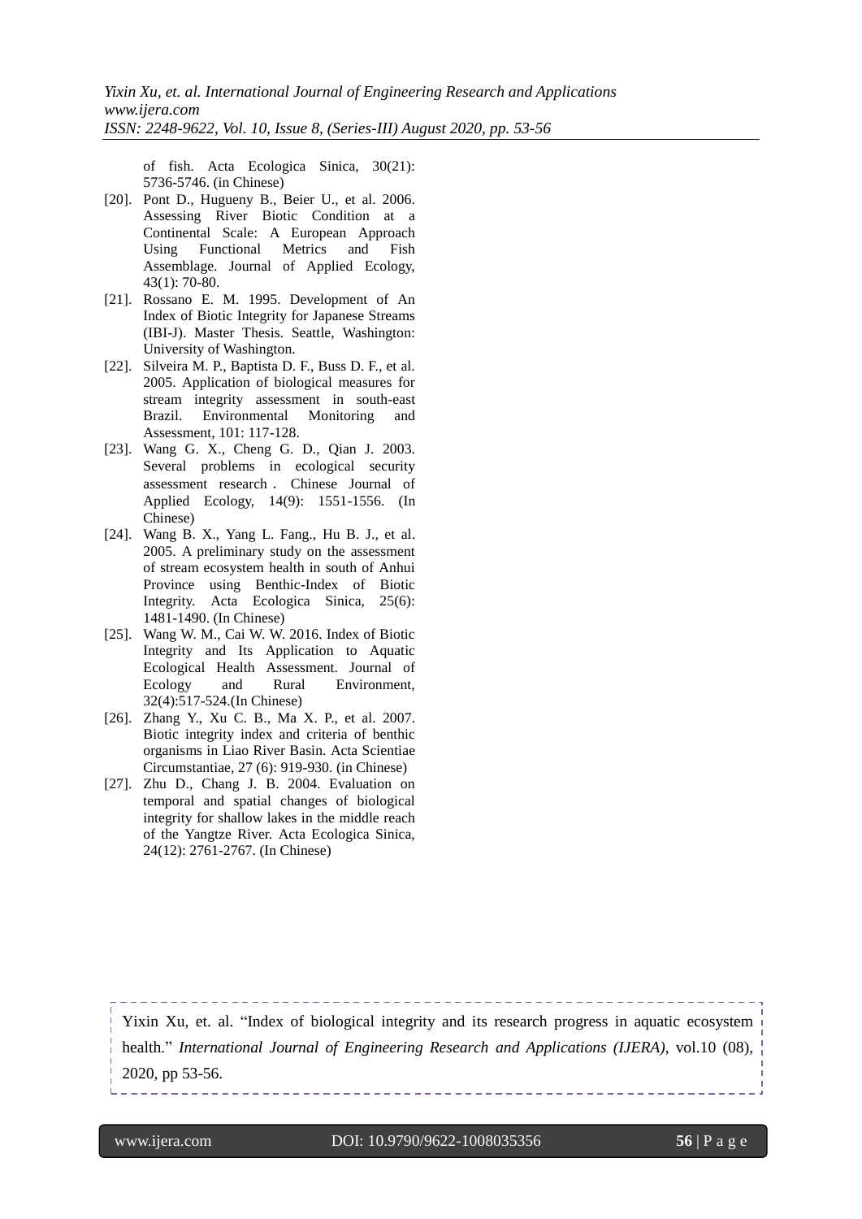of fish. Acta Ecologica Sinica, 30(21): 5736-5746. (in Chinese)

[20]. Pont D., Hugueny B., Beier U., et al. 2006. Assessing River Biotic Condition at a Continental Scale: A European Approach Using Functional Metrics and Fish Assemblage. Journal of Applied Ecology, 43(1): 70-80.

[21]. Rossano E. M. 1995. Development of An Index of Biotic Integrity for Japanese Streams (IBI-J). Master Thesis. Seattle, Washington: University of Washington.

[22]. Silveira M. P., Baptista D. F., Buss D. F., et al. 2005. Application of biological measures for stream integrity assessment in south-east Brazil. Environmental Monitoring and Assessment, 101: 117-128.

[23]. Wang G. X., Cheng G. D., Qian J. 2003. Several problems in ecological security assessment research . Chinese Journal of Applied Ecology, 14(9): 1551-1556. (In Chinese)

[24]. Wang B. X., Yang L. Fang., Hu B. J., et al. 2005. A preliminary study on the assessment of stream ecosystem health in south of Anhui Province using Benthic-Index of Biotic Integrity. Acta Ecologica Sinica, 25(6): 1481-1490. (In Chinese)

[25]. Wang W. M., Cai W. W. 2016. Index of Biotic Integrity and Its Application to Aquatic Ecological Health Assessment. Journal of Ecology and Rural Environment, 32(4):517-524.(In Chinese)

[26]. Zhang Y., Xu C. B., Ma X. P., et al. 2007. Biotic integrity index and criteria of benthic organisms in Liao River Basin. Acta Scientiae Circumstantiae, 27 (6): 919-930. (in Chinese)

[27]. Zhu D., Chang J. B. 2004. Evaluation on temporal and spatial changes of biological integrity for shallow lakes in the middle reach of the Yangtze River. Acta Ecologica Sinica, 24(12): 2761-2767. (In Chinese)

---

Yixin Xu, et. al. "Index of biological integrity and its research progress in aquatic ecosystem health." *International Journal of Engineering Research and Applications (IJERA)*, vol.10 (08), 2020, pp 53-56.